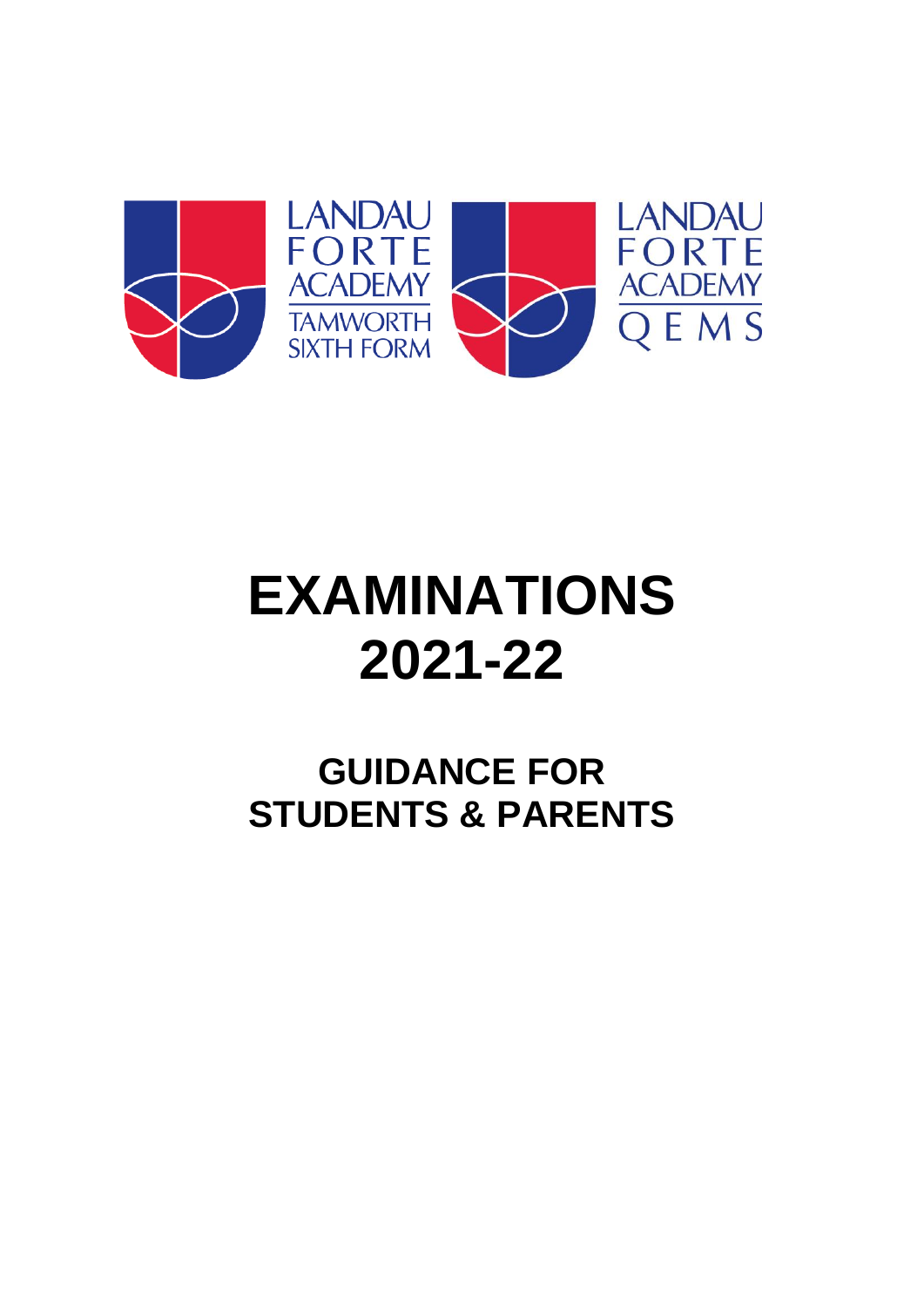LANDAU FORTE ACADEMY TAMWORTH SIXTH FORM

LANDAU FORTE ACADEMY QEMS

# EXAMINATIONS 2021-22

## GUIDANCE FOR STUDENTS & PARENTS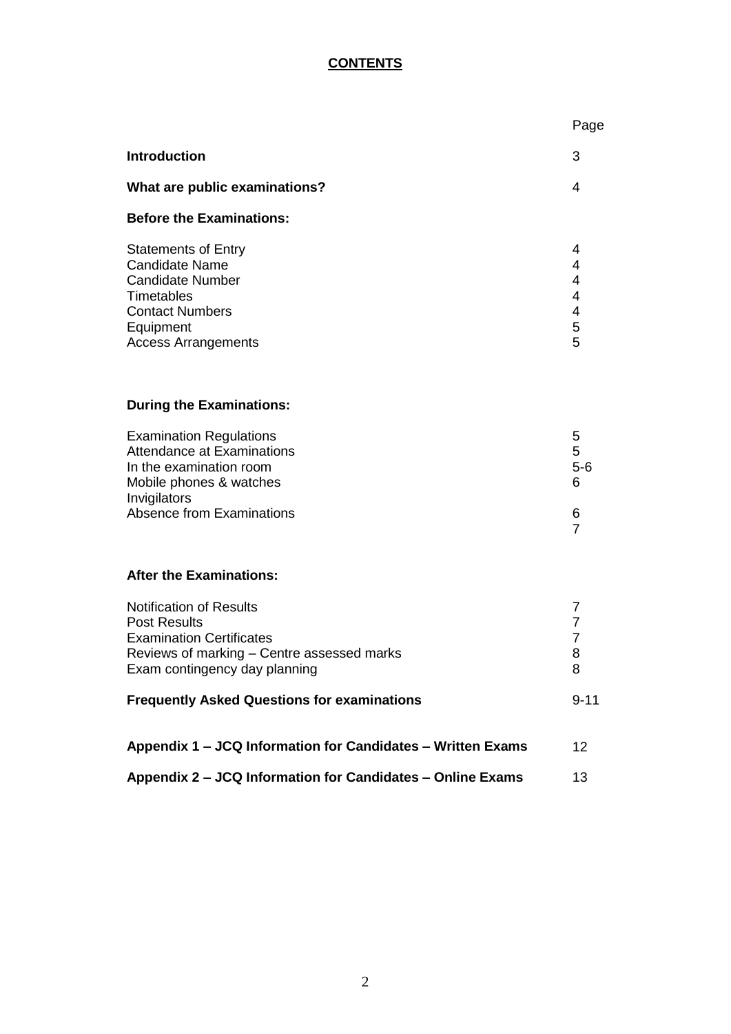## CONTENTS

| | Page |
|---|---|
| **Introduction** | 3 |
| **What are public examinations?** | 4 |
| **Before the Examinations:** | |
| Statements of Entry | 4 |
| Candidate Name | 4 |
| Candidate Number | 4 |
| Timetables | 4 |
| Contact Numbers | 4 |
| Equipment | 5 |
| Access Arrangements | 5 |
| **During the Examinations:** | |
| Examination Regulations | 5 |
| Attendance at Examinations | 5 |
| In the examination room | 5-6 |
| Mobile phones & watches | 6 |
| Invigilators | |
| Absence from Examinations | 6 |
| | 7 |
| **After the Examinations:** | |
| Notification of Results | 7 |
| Post Results | 7 |
| Examination Certificates | 7 |
| Reviews of marking – Centre assessed marks | 8 |
| Exam contingency day planning | 8 |
| **Frequently Asked Questions for examinations** | 9-11 |
| **Appendix 1 – JCQ Information for Candidates – Written Exams** | 12 |
| **Appendix 2 – JCQ Information for Candidates – Online Exams** | 13 |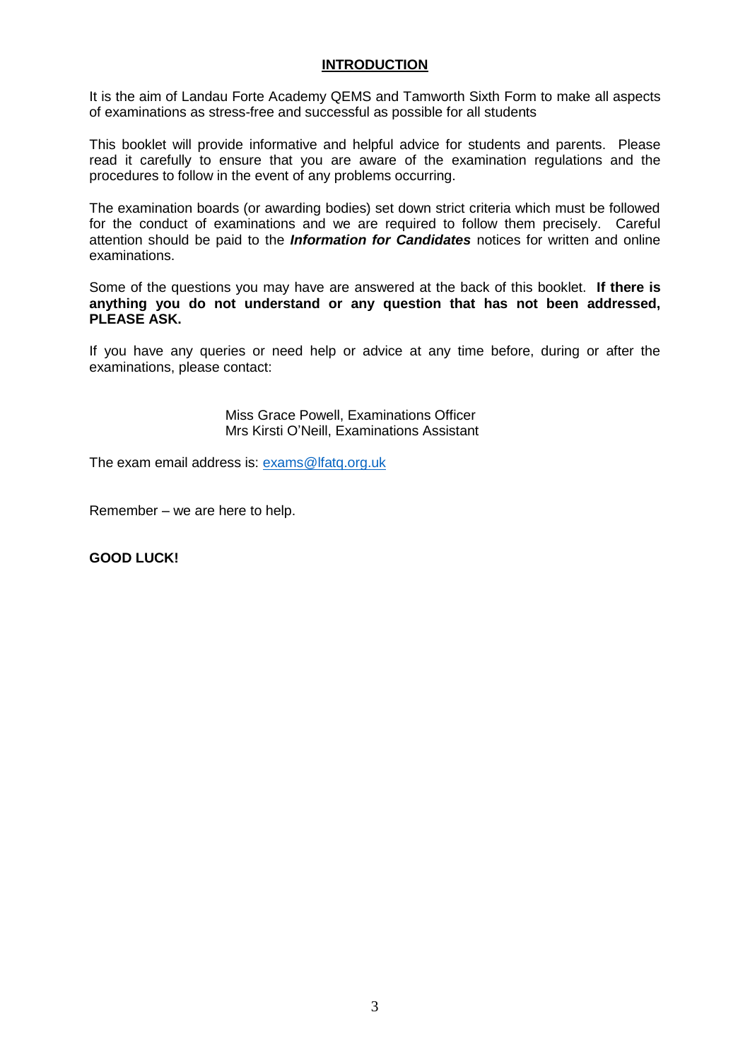## INTRODUCTION

It is the aim of Landau Forte Academy QEMS and Tamworth Sixth Form to make all aspects of examinations as stress-free and successful as possible for all students

This booklet will provide informative and helpful advice for students and parents. Please read it carefully to ensure that you are aware of the examination regulations and the procedures to follow in the event of any problems occurring.

The examination boards (or awarding bodies) set down strict criteria which must be followed for the conduct of examinations and we are required to follow them precisely. Careful attention should be paid to the ***Information for Candidates*** notices for written and online examinations.

Some of the questions you may have are answered at the back of this booklet. **If there is anything you do not understand or any question that has not been addressed, PLEASE ASK.**

If you have any queries or need help or advice at any time before, during or after the examinations, please contact:

Miss Grace Powell, Examinations Officer
Mrs Kirsti O'Neill, Examinations Assistant

The exam email address is: exams@lfatq.org.uk

Remember – we are here to help.

**GOOD LUCK!**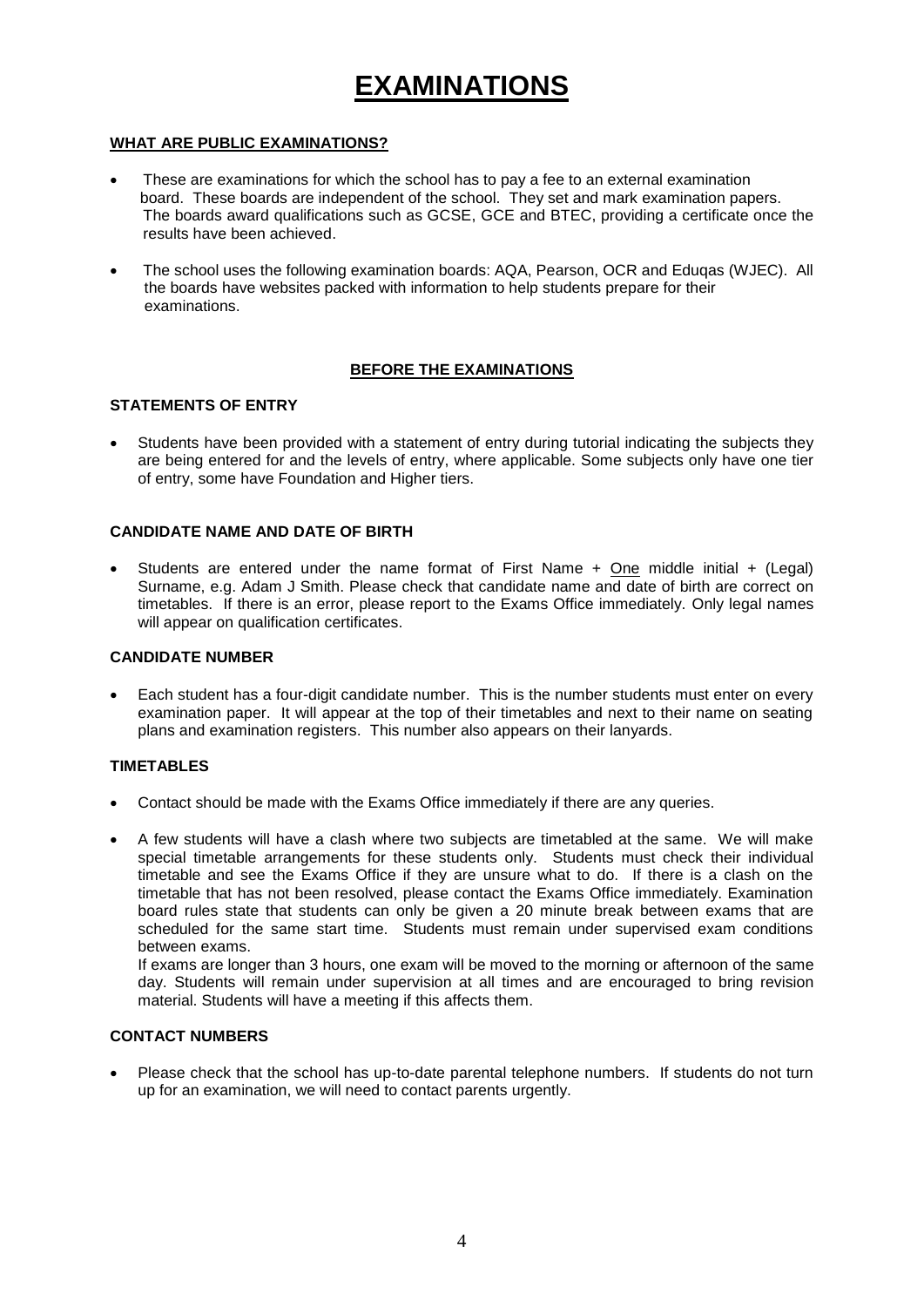# EXAMINATIONS

**WHAT ARE PUBLIC EXAMINATIONS?**

- These are examinations for which the school has to pay a fee to an external examination board. These boards are independent of the school. They set and mark examination papers. The boards award qualifications such as GCSE, GCE and BTEC, providing a certificate once the results have been achieved.
- The school uses the following examination boards: AQA, Pearson, OCR and Eduqas (WJEC). All the boards have websites packed with information to help students prepare for their examinations.

## BEFORE THE EXAMINATIONS

### STATEMENTS OF ENTRY

- Students have been provided with a statement of entry during tutorial indicating the subjects they are being entered for and the levels of entry, where applicable. Some subjects only have one tier of entry, some have Foundation and Higher tiers.

### CANDIDATE NAME AND DATE OF BIRTH

- Students are entered under the name format of First Name + One middle initial + (Legal) Surname, e.g. Adam J Smith. Please check that candidate name and date of birth are correct on timetables. If there is an error, please report to the Exams Office immediately. Only legal names will appear on qualification certificates.

### CANDIDATE NUMBER

- Each student has a four-digit candidate number. This is the number students must enter on every examination paper. It will appear at the top of their timetables and next to their name on seating plans and examination registers. This number also appears on their lanyards.

### TIMETABLES

- Contact should be made with the Exams Office immediately if there are any queries.
- A few students will have a clash where two subjects are timetabled at the same. We will make special timetable arrangements for these students only. Students must check their individual timetable and see the Exams Office if they are unsure what to do. If there is a clash on the timetable that has not been resolved, please contact the Exams Office immediately. Examination board rules state that students can only be given a 20 minute break between exams that are scheduled for the same start time. Students must remain under supervised exam conditions between exams.

  If exams are longer than 3 hours, one exam will be moved to the morning or afternoon of the same day. Students will remain under supervision at all times and are encouraged to bring revision material. Students will have a meeting if this affects them.

### CONTACT NUMBERS

- Please check that the school has up-to-date parental telephone numbers. If students do not turn up for an examination, we will need to contact parents urgently.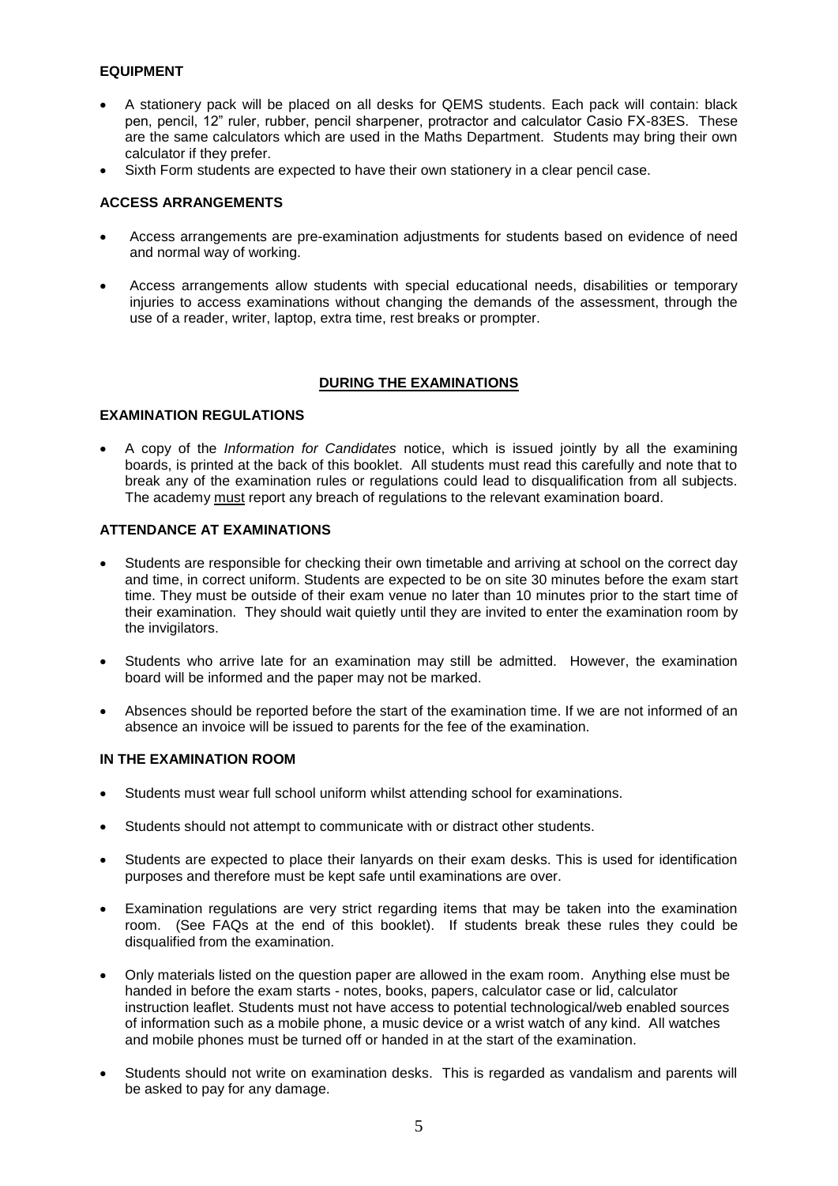**EQUIPMENT**

- A stationery pack will be placed on all desks for QEMS students. Each pack will contain: black pen, pencil, 12" ruler, rubber, pencil sharpener, protractor and calculator Casio FX-83ES. These are the same calculators which are used in the Maths Department. Students may bring their own calculator if they prefer.
- Sixth Form students are expected to have their own stationery in a clear pencil case.

**ACCESS ARRANGEMENTS**

- Access arrangements are pre-examination adjustments for students based on evidence of need and normal way of working.
- Access arrangements allow students with special educational needs, disabilities or temporary injuries to access examinations without changing the demands of the assessment, through the use of a reader, writer, laptop, extra time, rest breaks or prompter.

## DURING THE EXAMINATIONS

**EXAMINATION REGULATIONS**

- A copy of the *Information for Candidates* notice, which is issued jointly by all the examining boards, is printed at the back of this booklet. All students must read this carefully and note that to break any of the examination rules or regulations could lead to disqualification from all subjects. The academy must report any breach of regulations to the relevant examination board.

**ATTENDANCE AT EXAMINATIONS**

- Students are responsible for checking their own timetable and arriving at school on the correct day and time, in correct uniform. Students are expected to be on site 30 minutes before the exam start time. They must be outside of their exam venue no later than 10 minutes prior to the start time of their examination. They should wait quietly until they are invited to enter the examination room by the invigilators.
- Students who arrive late for an examination may still be admitted. However, the examination board will be informed and the paper may not be marked.
- Absences should be reported before the start of the examination time. If we are not informed of an absence an invoice will be issued to parents for the fee of the examination.

**IN THE EXAMINATION ROOM**

- Students must wear full school uniform whilst attending school for examinations.
- Students should not attempt to communicate with or distract other students.
- Students are expected to place their lanyards on their exam desks. This is used for identification purposes and therefore must be kept safe until examinations are over.
- Examination regulations are very strict regarding items that may be taken into the examination room. (See FAQs at the end of this booklet). If students break these rules they could be disqualified from the examination.
- Only materials listed on the question paper are allowed in the exam room. Anything else must be handed in before the exam starts - notes, books, papers, calculator case or lid, calculator instruction leaflet. Students must not have access to potential technological/web enabled sources of information such as a mobile phone, a music device or a wrist watch of any kind. All watches and mobile phones must be turned off or handed in at the start of the examination.
- Students should not write on examination desks. This is regarded as vandalism and parents will be asked to pay for any damage.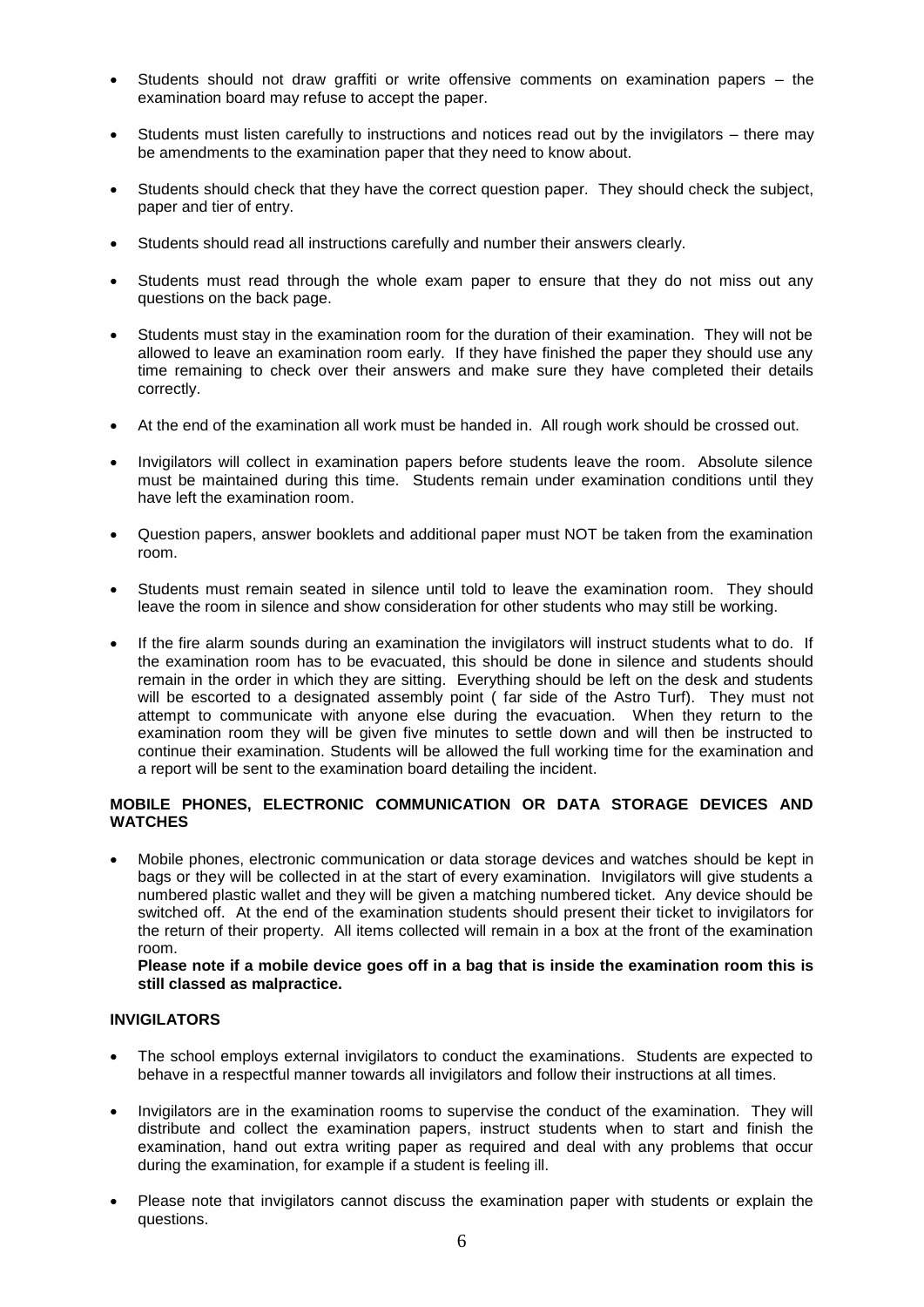- Students should not draw graffiti or write offensive comments on examination papers – the examination board may refuse to accept the paper.
- Students must listen carefully to instructions and notices read out by the invigilators – there may be amendments to the examination paper that they need to know about.
- Students should check that they have the correct question paper. They should check the subject, paper and tier of entry.
- Students should read all instructions carefully and number their answers clearly.
- Students must read through the whole exam paper to ensure that they do not miss out any questions on the back page.
- Students must stay in the examination room for the duration of their examination. They will not be allowed to leave an examination room early. If they have finished the paper they should use any time remaining to check over their answers and make sure they have completed their details correctly.
- At the end of the examination all work must be handed in. All rough work should be crossed out.
- Invigilators will collect in examination papers before students leave the room. Absolute silence must be maintained during this time. Students remain under examination conditions until they have left the examination room.
- Question papers, answer booklets and additional paper must NOT be taken from the examination room.
- Students must remain seated in silence until told to leave the examination room. They should leave the room in silence and show consideration for other students who may still be working.
- If the fire alarm sounds during an examination the invigilators will instruct students what to do. If the examination room has to be evacuated, this should be done in silence and students should remain in the order in which they are sitting. Everything should be left on the desk and students will be escorted to a designated assembly point ( far side of the Astro Turf). They must not attempt to communicate with anyone else during the evacuation. When they return to the examination room they will be given five minutes to settle down and will then be instructed to continue their examination. Students will be allowed the full working time for the examination and a report will be sent to the examination board detailing the incident.

**MOBILE PHONES, ELECTRONIC COMMUNICATION OR DATA STORAGE DEVICES AND WATCHES**

- Mobile phones, electronic communication or data storage devices and watches should be kept in bags or they will be collected in at the start of every examination. Invigilators will give students a numbered plastic wallet and they will be given a matching numbered ticket. Any device should be switched off. At the end of the examination students should present their ticket to invigilators for the return of their property. All items collected will remain in a box at the front of the examination room.
  **Please note if a mobile device goes off in a bag that is inside the examination room this is still classed as malpractice.**

**INVIGILATORS**

- The school employs external invigilators to conduct the examinations. Students are expected to behave in a respectful manner towards all invigilators and follow their instructions at all times.
- Invigilators are in the examination rooms to supervise the conduct of the examination. They will distribute and collect the examination papers, instruct students when to start and finish the examination, hand out extra writing paper as required and deal with any problems that occur during the examination, for example if a student is feeling ill.
- Please note that invigilators cannot discuss the examination paper with students or explain the questions.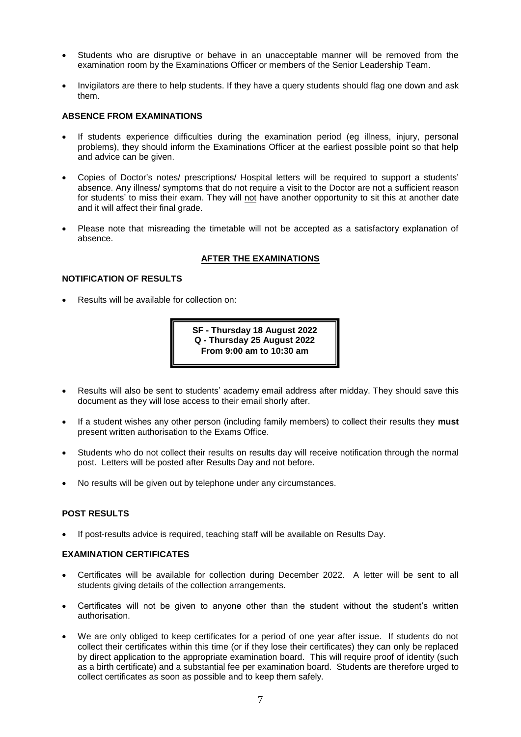- Students who are disruptive or behave in an unacceptable manner will be removed from the examination room by the Examinations Officer or members of the Senior Leadership Team.
- Invigilators are there to help students. If they have a query students should flag one down and ask them.

### ABSENCE FROM EXAMINATIONS

- If students experience difficulties during the examination period (eg illness, injury, personal problems), they should inform the Examinations Officer at the earliest possible point so that help and advice can be given.
- Copies of Doctor's notes/ prescriptions/ Hospital letters will be required to support a students' absence. Any illness/ symptoms that do not require a visit to the Doctor are not a sufficient reason for students' to miss their exam. They will not have another opportunity to sit this at another date and it will affect their final grade.
- Please note that misreading the timetable will not be accepted as a satisfactory explanation of absence.

## AFTER THE EXAMINATIONS

### NOTIFICATION OF RESULTS

- Results will be available for collection on:

> **SF - Thursday 18 August 2022**
> **Q - Thursday 25 August 2022**
> **From 9:00 am to 10:30 am**

- Results will also be sent to students' academy email address after midday. They should save this document as they will lose access to their email shorly after.
- If a student wishes any other person (including family members) to collect their results they **must** present written authorisation to the Exams Office.
- Students who do not collect their results on results day will receive notification through the normal post. Letters will be posted after Results Day and not before.
- No results will be given out by telephone under any circumstances.

### POST RESULTS

- If post-results advice is required, teaching staff will be available on Results Day.

### EXAMINATION CERTIFICATES

- Certificates will be available for collection during December 2022. A letter will be sent to all students giving details of the collection arrangements.
- Certificates will not be given to anyone other than the student without the student's written authorisation.
- We are only obliged to keep certificates for a period of one year after issue. If students do not collect their certificates within this time (or if they lose their certificates) they can only be replaced by direct application to the appropriate examination board. This will require proof of identity (such as a birth certificate) and a substantial fee per examination board. Students are therefore urged to collect certificates as soon as possible and to keep them safely.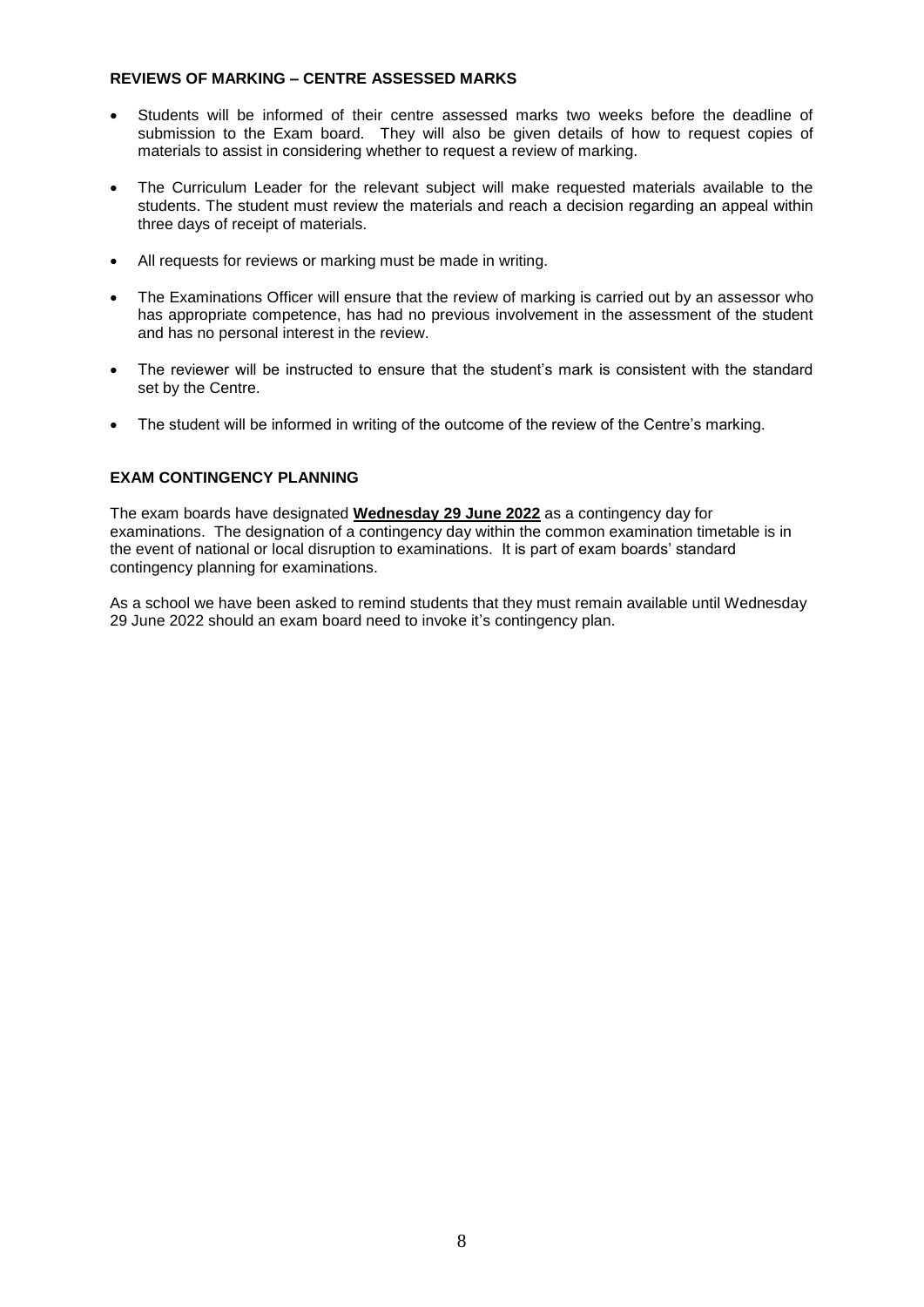## REVIEWS OF MARKING – CENTRE ASSESSED MARKS

- Students will be informed of their centre assessed marks two weeks before the deadline of submission to the Exam board. They will also be given details of how to request copies of materials to assist in considering whether to request a review of marking.
- The Curriculum Leader for the relevant subject will make requested materials available to the students. The student must review the materials and reach a decision regarding an appeal within three days of receipt of materials.
- All requests for reviews or marking must be made in writing.
- The Examinations Officer will ensure that the review of marking is carried out by an assessor who has appropriate competence, has had no previous involvement in the assessment of the student and has no personal interest in the review.
- The reviewer will be instructed to ensure that the student's mark is consistent with the standard set by the Centre.
- The student will be informed in writing of the outcome of the review of the Centre's marking.

## EXAM CONTINGENCY PLANNING

The exam boards have designated **Wednesday 29 June 2022** as a contingency day for examinations. The designation of a contingency day within the common examination timetable is in the event of national or local disruption to examinations. It is part of exam boards' standard contingency planning for examinations.

As a school we have been asked to remind students that they must remain available until Wednesday 29 June 2022 should an exam board need to invoke it's contingency plan.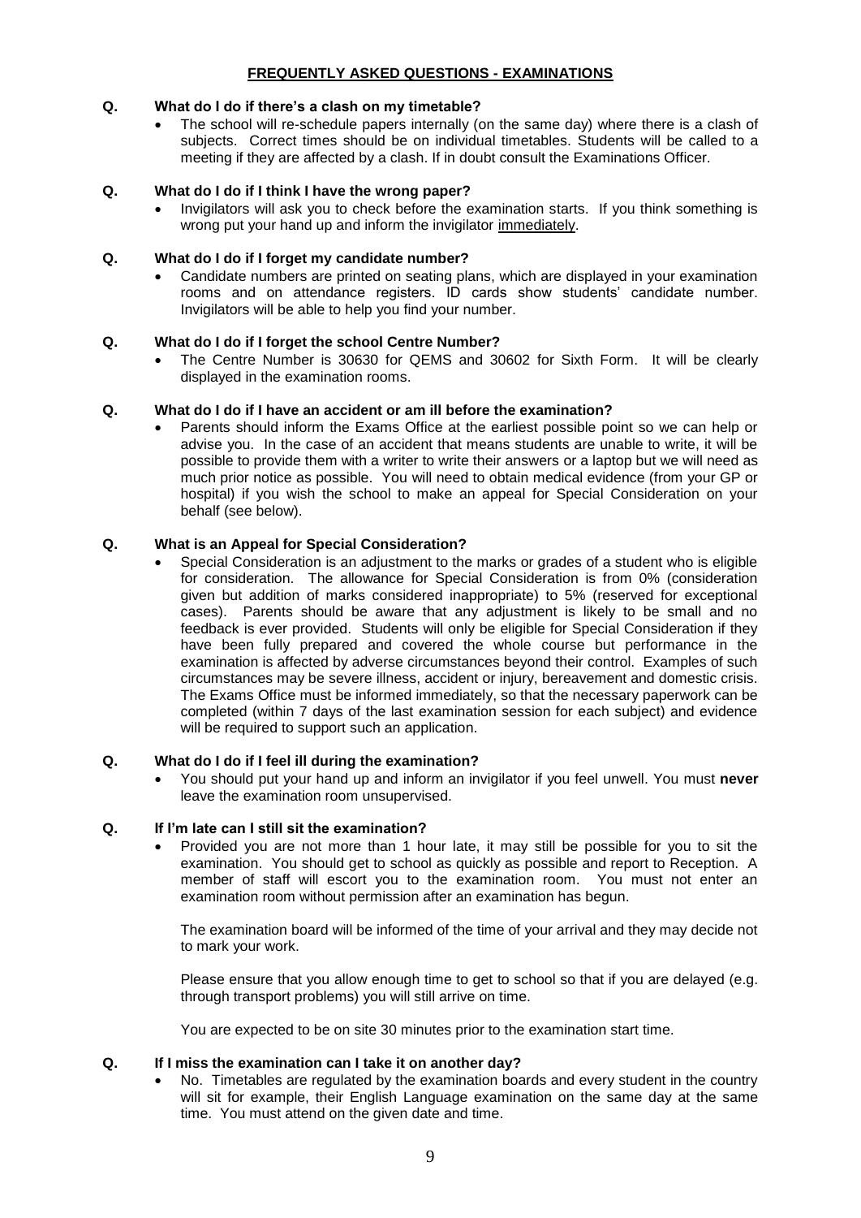## FREQUENTLY ASKED QUESTIONS - EXAMINATIONS

**Q. What do I do if there's a clash on my timetable?**

- The school will re-schedule papers internally (on the same day) where there is a clash of subjects. Correct times should be on individual timetables. Students will be called to a meeting if they are affected by a clash. If in doubt consult the Examinations Officer.

**Q. What do I do if I think I have the wrong paper?**

- Invigilators will ask you to check before the examination starts. If you think something is wrong put your hand up and inform the invigilator <u>immediately</u>.

**Q. What do I do if I forget my candidate number?**

- Candidate numbers are printed on seating plans, which are displayed in your examination rooms and on attendance registers. ID cards show students' candidate number. Invigilators will be able to help you find your number.

**Q. What do I do if I forget the school Centre Number?**

- The Centre Number is 30630 for QEMS and 30602 for Sixth Form. It will be clearly displayed in the examination rooms.

**Q. What do I do if I have an accident or am ill before the examination?**

- Parents should inform the Exams Office at the earliest possible point so we can help or advise you. In the case of an accident that means students are unable to write, it will be possible to provide them with a writer to write their answers or a laptop but we will need as much prior notice as possible. You will need to obtain medical evidence (from your GP or hospital) if you wish the school to make an appeal for Special Consideration on your behalf (see below).

**Q. What is an Appeal for Special Consideration?**

- Special Consideration is an adjustment to the marks or grades of a student who is eligible for consideration. The allowance for Special Consideration is from 0% (consideration given but addition of marks considered inappropriate) to 5% (reserved for exceptional cases). Parents should be aware that any adjustment is likely to be small and no feedback is ever provided. Students will only be eligible for Special Consideration if they have been fully prepared and covered the whole course but performance in the examination is affected by adverse circumstances beyond their control. Examples of such circumstances may be severe illness, accident or injury, bereavement and domestic crisis. The Exams Office must be informed immediately, so that the necessary paperwork can be completed (within 7 days of the last examination session for each subject) and evidence will be required to support such an application.

**Q. What do I do if I feel ill during the examination?**

- You should put your hand up and inform an invigilator if you feel unwell. You must **never** leave the examination room unsupervised.

**Q. If I'm late can I still sit the examination?**

- Provided you are not more than 1 hour late, it may still be possible for you to sit the examination. You should get to school as quickly as possible and report to Reception. A member of staff will escort you to the examination room. You must not enter an examination room without permission after an examination has begun.

  The examination board will be informed of the time of your arrival and they may decide not to mark your work.

  Please ensure that you allow enough time to get to school so that if you are delayed (e.g. through transport problems) you will still arrive on time.

  You are expected to be on site 30 minutes prior to the examination start time.

**Q. If I miss the examination can I take it on another day?**

- No. Timetables are regulated by the examination boards and every student in the country will sit for example, their English Language examination on the same day at the same time. You must attend on the given date and time.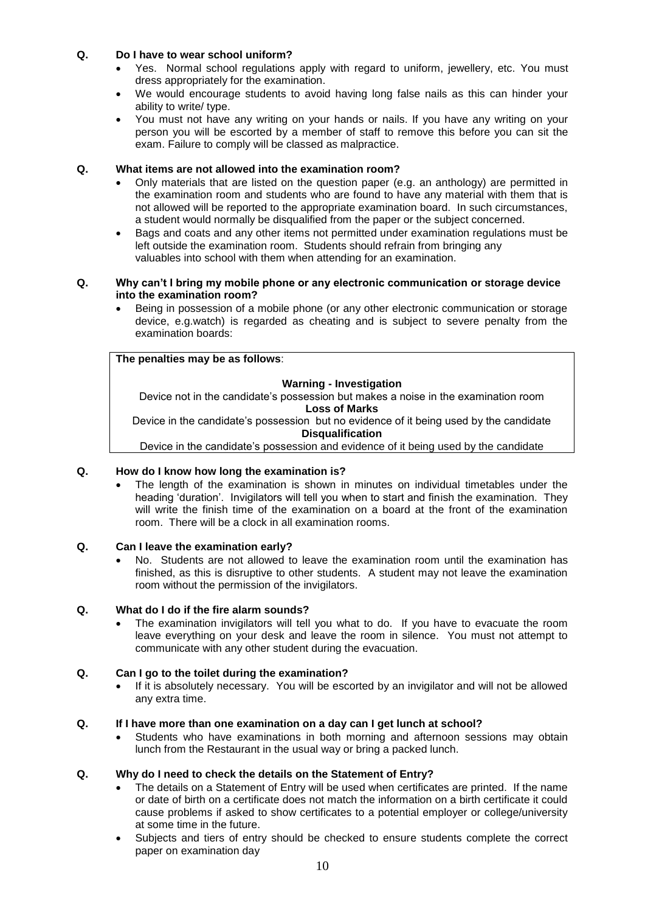**Q. Do I have to wear school uniform?**

- Yes. Normal school regulations apply with regard to uniform, jewellery, etc. You must dress appropriately for the examination.
- We would encourage students to avoid having long false nails as this can hinder your ability to write/ type.
- You must not have any writing on your hands or nails. If you have any writing on your person you will be escorted by a member of staff to remove this before you can sit the exam. Failure to comply will be classed as malpractice.

**Q. What items are not allowed into the examination room?**

- Only materials that are listed on the question paper (e.g. an anthology) are permitted in the examination room and students who are found to have any material with them that is not allowed will be reported to the appropriate examination board. In such circumstances, a student would normally be disqualified from the paper or the subject concerned.
- Bags and coats and any other items not permitted under examination regulations must be left outside the examination room. Students should refrain from bringing any valuables into school with them when attending for an examination.

**Q. Why can't I bring my mobile phone or any electronic communication or storage device into the examination room?**

- Being in possession of a mobile phone (or any other electronic communication or storage device, e.g.watch) is regarded as cheating and is subject to severe penalty from the examination boards:

**The penalties may be as follows**:

**Warning - Investigation**
Device not in the candidate's possession but makes a noise in the examination room

**Loss of Marks**
Device in the candidate's possession but no evidence of it being used by the candidate

**Disqualification**
Device in the candidate's possession and evidence of it being used by the candidate

**Q. How do I know how long the examination is?**

- The length of the examination is shown in minutes on individual timetables under the heading 'duration'. Invigilators will tell you when to start and finish the examination. They will write the finish time of the examination on a board at the front of the examination room. There will be a clock in all examination rooms.

**Q. Can I leave the examination early?**

- No. Students are not allowed to leave the examination room until the examination has finished, as this is disruptive to other students. A student may not leave the examination room without the permission of the invigilators.

**Q. What do I do if the fire alarm sounds?**

- The examination invigilators will tell you what to do. If you have to evacuate the room leave everything on your desk and leave the room in silence. You must not attempt to communicate with any other student during the evacuation.

**Q. Can I go to the toilet during the examination?**

- If it is absolutely necessary. You will be escorted by an invigilator and will not be allowed any extra time.

**Q. If I have more than one examination on a day can I get lunch at school?**

- Students who have examinations in both morning and afternoon sessions may obtain lunch from the Restaurant in the usual way or bring a packed lunch.

**Q. Why do I need to check the details on the Statement of Entry?**

- The details on a Statement of Entry will be used when certificates are printed. If the name or date of birth on a certificate does not match the information on a birth certificate it could cause problems if asked to show certificates to a potential employer or college/university at some time in the future.
- Subjects and tiers of entry should be checked to ensure students complete the correct paper on examination day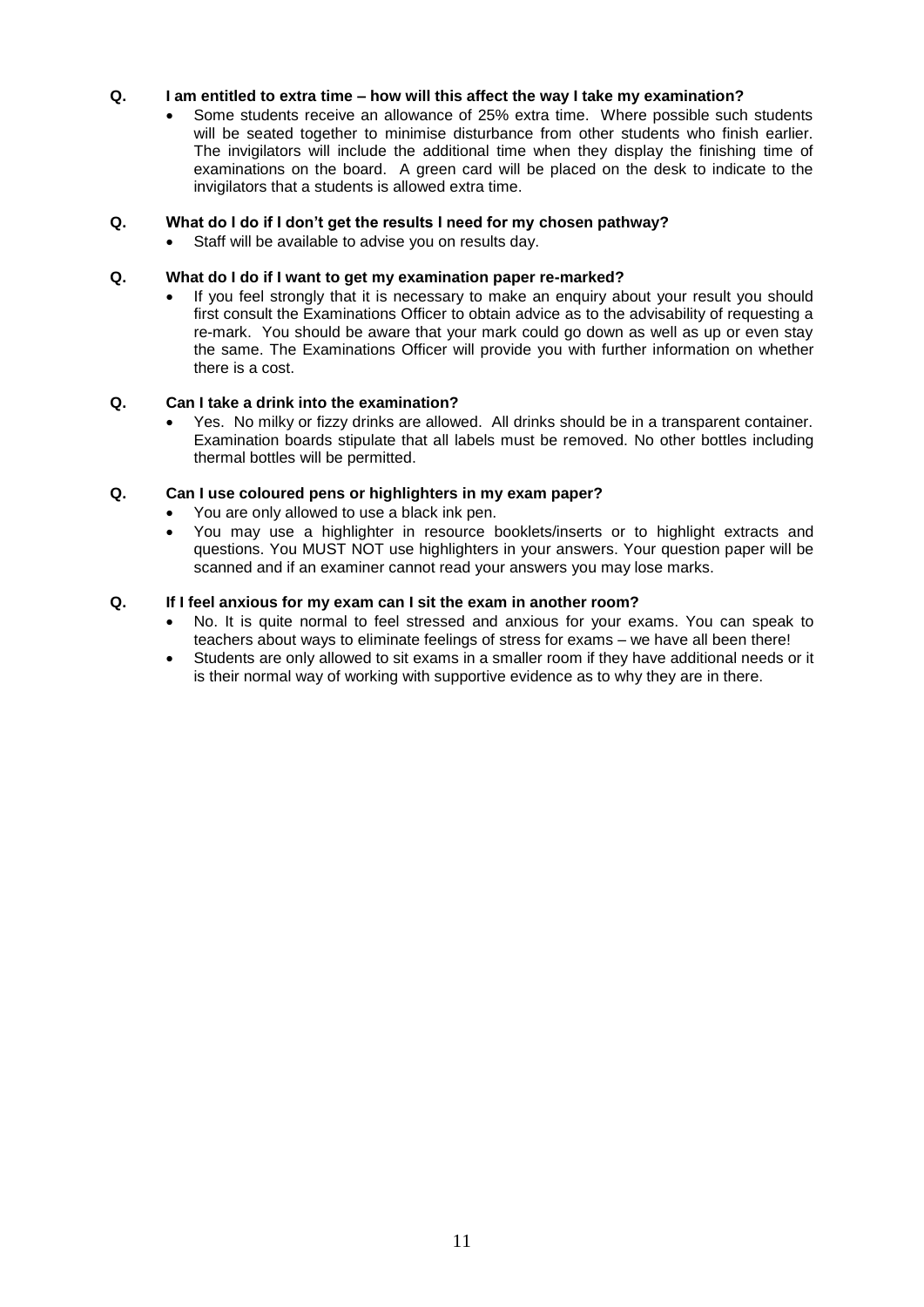**Q. I am entitled to extra time – how will this affect the way I take my examination?**

- Some students receive an allowance of 25% extra time. Where possible such students will be seated together to minimise disturbance from other students who finish earlier. The invigilators will include the additional time when they display the finishing time of examinations on the board. A green card will be placed on the desk to indicate to the invigilators that a students is allowed extra time.

**Q. What do I do if I don't get the results I need for my chosen pathway?**

- Staff will be available to advise you on results day.

**Q. What do I do if I want to get my examination paper re-marked?**

- If you feel strongly that it is necessary to make an enquiry about your result you should first consult the Examinations Officer to obtain advice as to the advisability of requesting a re-mark. You should be aware that your mark could go down as well as up or even stay the same. The Examinations Officer will provide you with further information on whether there is a cost.

**Q. Can I take a drink into the examination?**

- Yes. No milky or fizzy drinks are allowed. All drinks should be in a transparent container. Examination boards stipulate that all labels must be removed. No other bottles including thermal bottles will be permitted.

**Q. Can I use coloured pens or highlighters in my exam paper?**

- You are only allowed to use a black ink pen.
- You may use a highlighter in resource booklets/inserts or to highlight extracts and questions. You MUST NOT use highlighters in your answers. Your question paper will be scanned and if an examiner cannot read your answers you may lose marks.

**Q. If I feel anxious for my exam can I sit the exam in another room?**

- No. It is quite normal to feel stressed and anxious for your exams. You can speak to teachers about ways to eliminate feelings of stress for exams – we have all been there!
- Students are only allowed to sit exams in a smaller room if they have additional needs or it is their normal way of working with supportive evidence as to why they are in there.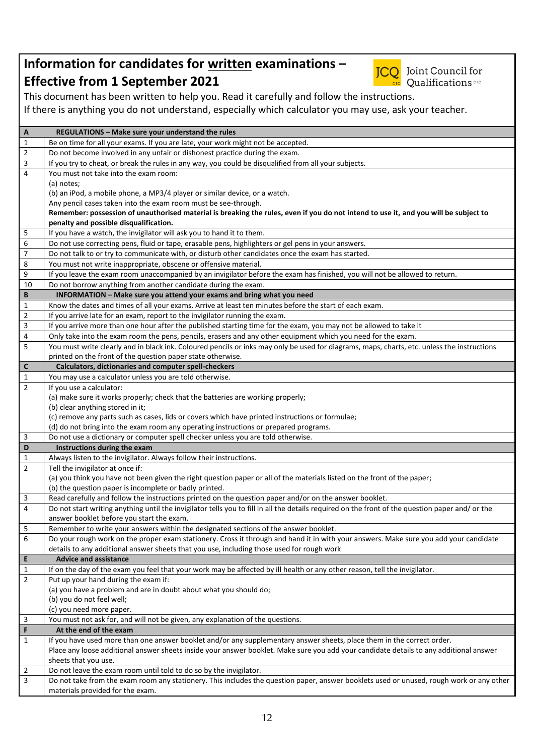# Information for candidates for written examinations – Effective from 1 September 2021

Joint Council for Qualifications CIC

This document has been written to help you. Read it carefully and follow the instructions.

If there is anything you do not understand, especially which calculator you may use, ask your teacher.

| | |
|---|---|
| **A** | **REGULATIONS – Make sure your understand the rules** |
| 1 | Be on time for all your exams. If you are late, your work might not be accepted. |
| 2 | Do not become involved in any unfair or dishonest practice during the exam. |
| 3 | If you try to cheat, or break the rules in any way, you could be disqualified from all your subjects. |
| 4 | You must not take into the exam room:<br>(a) notes;<br>(b) an iPod, a mobile phone, a MP3/4 player or similar device, or a watch.<br>Any pencil cases taken into the exam room must be see-through.<br>**Remember: possession of unauthorised material is breaking the rules, even if you do not intend to use it, and you will be subject to penalty and possible disqualification.** |
| 5 | If you have a watch, the invigilator will ask you to hand it to them. |
| 6 | Do not use correcting pens, fluid or tape, erasable pens, highlighters or gel pens in your answers. |
| 7 | Do not talk to or try to communicate with, or disturb other candidates once the exam has started. |
| 8 | You must not write inappropriate, obscene or offensive material. |
| 9 | If you leave the exam room unaccompanied by an invigilator before the exam has finished, you will not be allowed to return. |
| 10 | Do not borrow anything from another candidate during the exam. |
| **B** | **INFORMATION – Make sure you attend your exams and bring what you need** |
| 1 | Know the dates and times of all your exams. Arrive at least ten minutes before the start of each exam. |
| 2 | If you arrive late for an exam, report to the invigilator running the exam. |
| 3 | If you arrive more than one hour after the published starting time for the exam, you may not be allowed to take it |
| 4 | Only take into the exam room the pens, pencils, erasers and any other equipment which you need for the exam. |
| 5 | You must write clearly and in black ink. Coloured pencils or inks may only be used for diagrams, maps, charts, etc. unless the instructions printed on the front of the question paper state otherwise. |
| **C** | **Calculators, dictionaries and computer spell-checkers** |
| 1 | You may use a calculator unless you are told otherwise. |
| 2 | If you use a calculator:<br>(a) make sure it works properly; check that the batteries are working properly;<br>(b) clear anything stored in it;<br>(c) remove any parts such as cases, lids or covers which have printed instructions or formulae;<br>(d) do not bring into the exam room any operating instructions or prepared programs. |
| 3 | Do not use a dictionary or computer spell checker unless you are told otherwise. |
| **D** | **Instructions during the exam** |
| 1 | Always listen to the invigilator. Always follow their instructions. |
| 2 | Tell the invigilator at once if:<br>(a) you think you have not been given the right question paper or all of the materials listed on the front of the paper;<br>(b) the question paper is incomplete or badly printed. |
| 3 | Read carefully and follow the instructions printed on the question paper and/or on the answer booklet. |
| 4 | Do not start writing anything until the invigilator tells you to fill in all the details required on the front of the question paper and/ or the answer booklet before you start the exam. |
| 5 | Remember to write your answers within the designated sections of the answer booklet. |
| 6 | Do your rough work on the proper exam stationery. Cross it through and hand it in with your answers. Make sure you add your candidate details to any additional answer sheets that you use, including those used for rough work |
| **E** | **Advice and assistance** |
| 1 | If on the day of the exam you feel that your work may be affected by ill health or any other reason, tell the invigilator. |
| 2 | Put up your hand during the exam if:<br>(a) you have a problem and are in doubt about what you should do;<br>(b) you do not feel well;<br>(c) you need more paper. |
| 3 | You must not ask for, and will not be given, any explanation of the questions. |
| **F** | **At the end of the exam** |
| 1 | If you have used more than one answer booklet and/or any supplementary answer sheets, place them in the correct order.<br>Place any loose additional answer sheets inside your answer booklet. Make sure you add your candidate details to any additional answer sheets that you use. |
| 2 | Do not leave the exam room until told to do so by the invigilator. |
| 3 | Do not take from the exam room any stationery. This includes the question paper, answer booklets used or unused, rough work or any other materials provided for the exam. |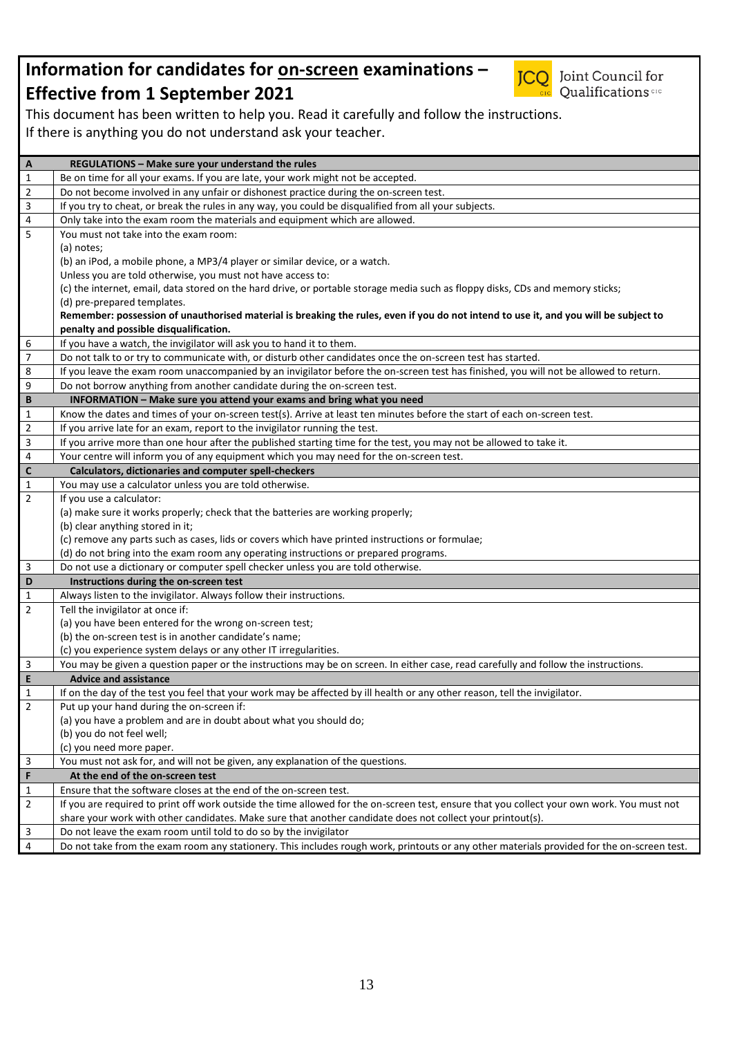# Information for candidates for on-screen examinations – Effective from 1 September 2021

Joint Council for Qualifications CIC

This document has been written to help you. Read it carefully and follow the instructions.
If there is anything you do not understand ask your teacher.

| | |
|---|---|
| **A** | **REGULATIONS – Make sure your understand the rules** |
| 1 | Be on time for all your exams. If you are late, your work might not be accepted. |
| 2 | Do not become involved in any unfair or dishonest practice during the on-screen test. |
| 3 | If you try to cheat, or break the rules in any way, you could be disqualified from all your subjects. |
| 4 | Only take into the exam room the materials and equipment which are allowed. |
| 5 | You must not take into the exam room:<br>(a) notes;<br>(b) an iPod, a mobile phone, a MP3/4 player or similar device, or a watch.<br>Unless you are told otherwise, you must not have access to:<br>(c) the internet, email, data stored on the hard drive, or portable storage media such as floppy disks, CDs and memory sticks;<br>(d) pre-prepared templates.<br>**Remember: possession of unauthorised material is breaking the rules, even if you do not intend to use it, and you will be subject to penalty and possible disqualification.** |
| 6 | If you have a watch, the invigilator will ask you to hand it to them. |
| 7 | Do not talk to or try to communicate with, or disturb other candidates once the on-screen test has started. |
| 8 | If you leave the exam room unaccompanied by an invigilator before the on-screen test has finished, you will not be allowed to return. |
| 9 | Do not borrow anything from another candidate during the on-screen test. |
| **B** | **INFORMATION – Make sure you attend your exams and bring what you need** |
| 1 | Know the dates and times of your on-screen test(s). Arrive at least ten minutes before the start of each on-screen test. |
| 2 | If you arrive late for an exam, report to the invigilator running the test. |
| 3 | If you arrive more than one hour after the published starting time for the test, you may not be allowed to take it. |
| 4 | Your centre will inform you of any equipment which you may need for the on-screen test. |
| **C** | **Calculators, dictionaries and computer spell-checkers** |
| 1 | You may use a calculator unless you are told otherwise. |
| 2 | If you use a calculator:<br>(a) make sure it works properly; check that the batteries are working properly;<br>(b) clear anything stored in it;<br>(c) remove any parts such as cases, lids or covers which have printed instructions or formulae;<br>(d) do not bring into the exam room any operating instructions or prepared programs. |
| 3 | Do not use a dictionary or computer spell checker unless you are told otherwise. |
| **D** | **Instructions during the on-screen test** |
| 1 | Always listen to the invigilator. Always follow their instructions. |
| 2 | Tell the invigilator at once if:<br>(a) you have been entered for the wrong on-screen test;<br>(b) the on-screen test is in another candidate's name;<br>(c) you experience system delays or any other IT irregularities. |
| 3 | You may be given a question paper or the instructions may be on screen. In either case, read carefully and follow the instructions. |
| **E** | **Advice and assistance** |
| 1 | If on the day of the test you feel that your work may be affected by ill health or any other reason, tell the invigilator. |
| 2 | Put up your hand during the on-screen if:<br>(a) you have a problem and are in doubt about what you should do;<br>(b) you do not feel well;<br>(c) you need more paper. |
| 3 | You must not ask for, and will not be given, any explanation of the questions. |
| **F** | **At the end of the on-screen test** |
| 1 | Ensure that the software closes at the end of the on-screen test. |
| 2 | If you are required to print off work outside the time allowed for the on-screen test, ensure that you collect your own work. You must not share your work with other candidates. Make sure that another candidate does not collect your printout(s). |
| 3 | Do not leave the exam room until told to do so by the invigilator |
| 4 | Do not take from the exam room any stationery. This includes rough work, printouts or any other materials provided for the on-screen test. |